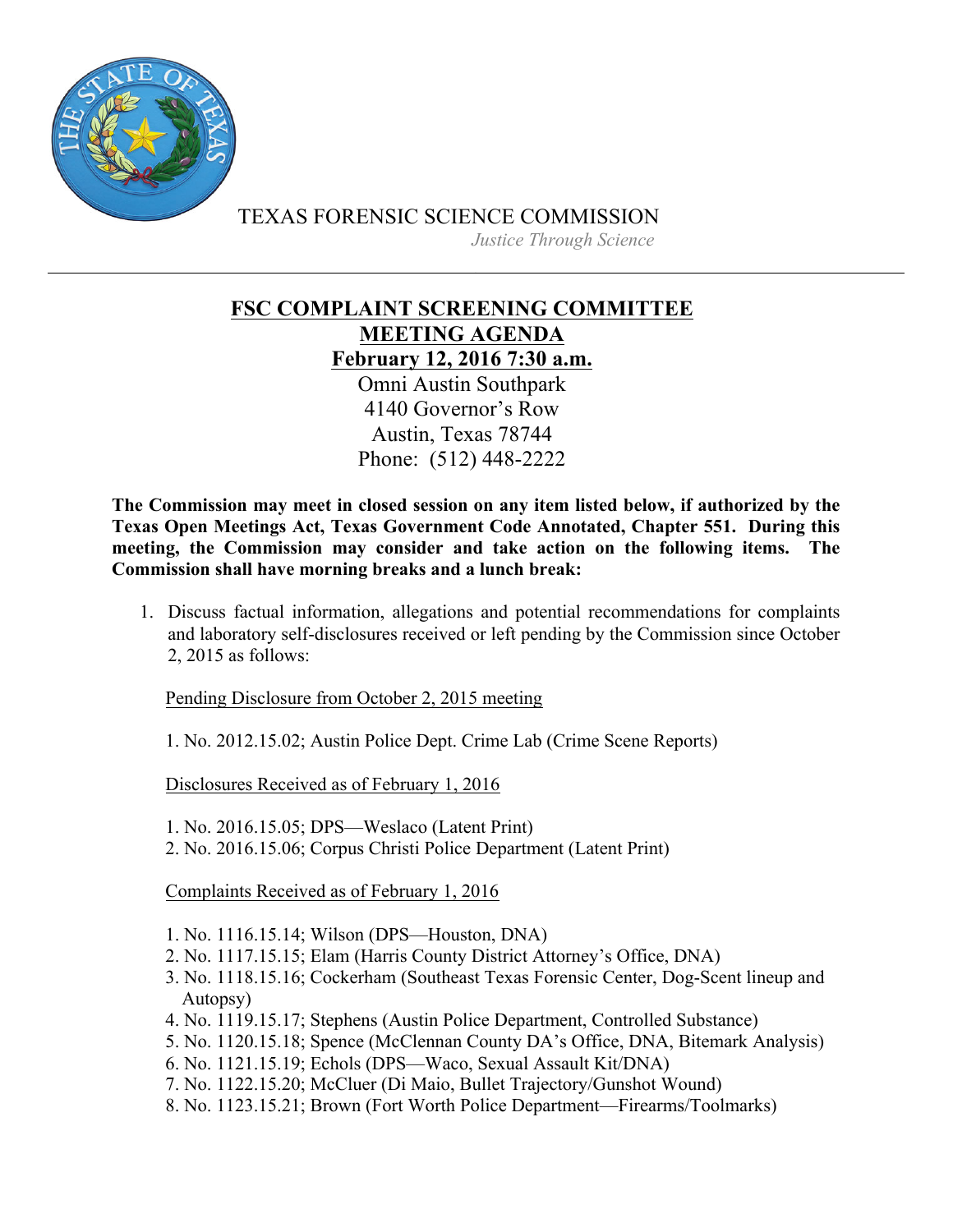TEXAS FORENSIC SCIENCE COMMISSION

*Justice Through Science*

---

# FSC COMPLAINT SCREENING COMMITTEE
# MEETING AGENDA
## February 12, 2016 7:30 a.m.

Omni Austin Southpark
4140 Governor's Row
Austin, Texas 78744
Phone: (512) 448-2222

**The Commission may meet in closed session on any item listed below, if authorized by the Texas Open Meetings Act, Texas Government Code Annotated, Chapter 551. During this meeting, the Commission may consider and take action on the following items. The Commission shall have morning breaks and a lunch break:**

1. Discuss factual information, allegations and potential recommendations for complaints and laboratory self-disclosures received or left pending by the Commission since October 2, 2015 as follows:

   Pending Disclosure from October 2, 2015 meeting

   1. No. 2012.15.02; Austin Police Dept. Crime Lab (Crime Scene Reports)

   Disclosures Received as of February 1, 2016

   1. No. 2016.15.05; DPS—Weslaco (Latent Print)
   2. No. 2016.15.06; Corpus Christi Police Department (Latent Print)

   Complaints Received as of February 1, 2016

   1. No. 1116.15.14; Wilson (DPS—Houston, DNA)
   2. No. 1117.15.15; Elam (Harris County District Attorney's Office, DNA)
   3. No. 1118.15.16; Cockerham (Southeast Texas Forensic Center, Dog-Scent lineup and Autopsy)
   4. No. 1119.15.17; Stephens (Austin Police Department, Controlled Substance)
   5. No. 1120.15.18; Spence (McClennan County DA's Office, DNA, Bitemark Analysis)
   6. No. 1121.15.19; Echols (DPS—Waco, Sexual Assault Kit/DNA)
   7. No. 1122.15.20; McCluer (Di Maio, Bullet Trajectory/Gunshot Wound)
   8. No. 1123.15.21; Brown (Fort Worth Police Department—Firearms/Toolmarks)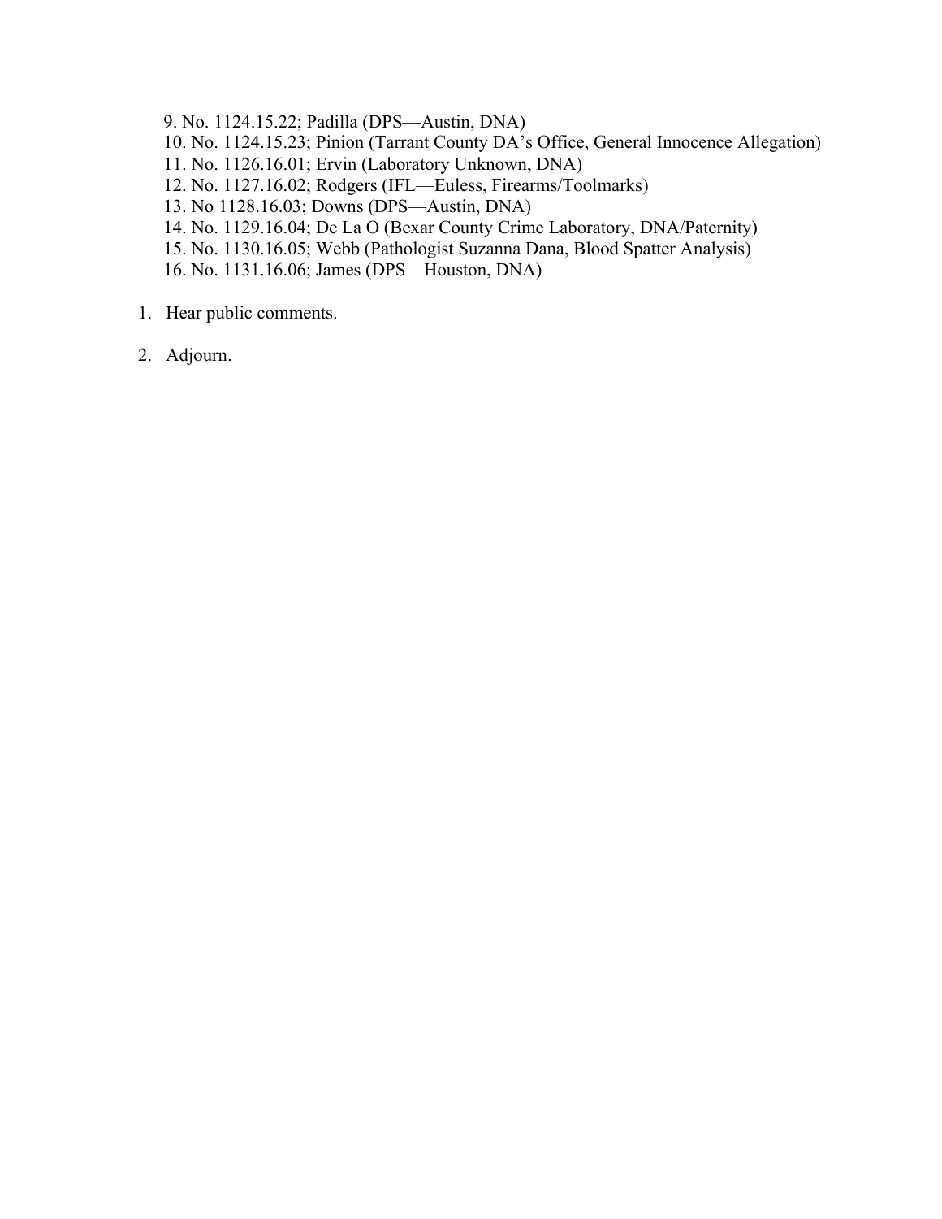9. No. 1124.15.22; Padilla (DPS—Austin, DNA)
10. No. 1124.15.23; Pinion (Tarrant County DA's Office, General Innocence Allegation)
11. No. 1126.16.01; Ervin (Laboratory Unknown, DNA)
12. No. 1127.16.02; Rodgers (IFL—Euless, Firearms/Toolmarks)
13. No 1128.16.03; Downs (DPS—Austin, DNA)
14. No. 1129.16.04; De La O (Bexar County Crime Laboratory, DNA/Paternity)
15. No. 1130.16.05; Webb (Pathologist Suzanna Dana, Blood Spatter Analysis)
16. No. 1131.16.06; James (DPS—Houston, DNA)

1. Hear public comments.

2. Adjourn.